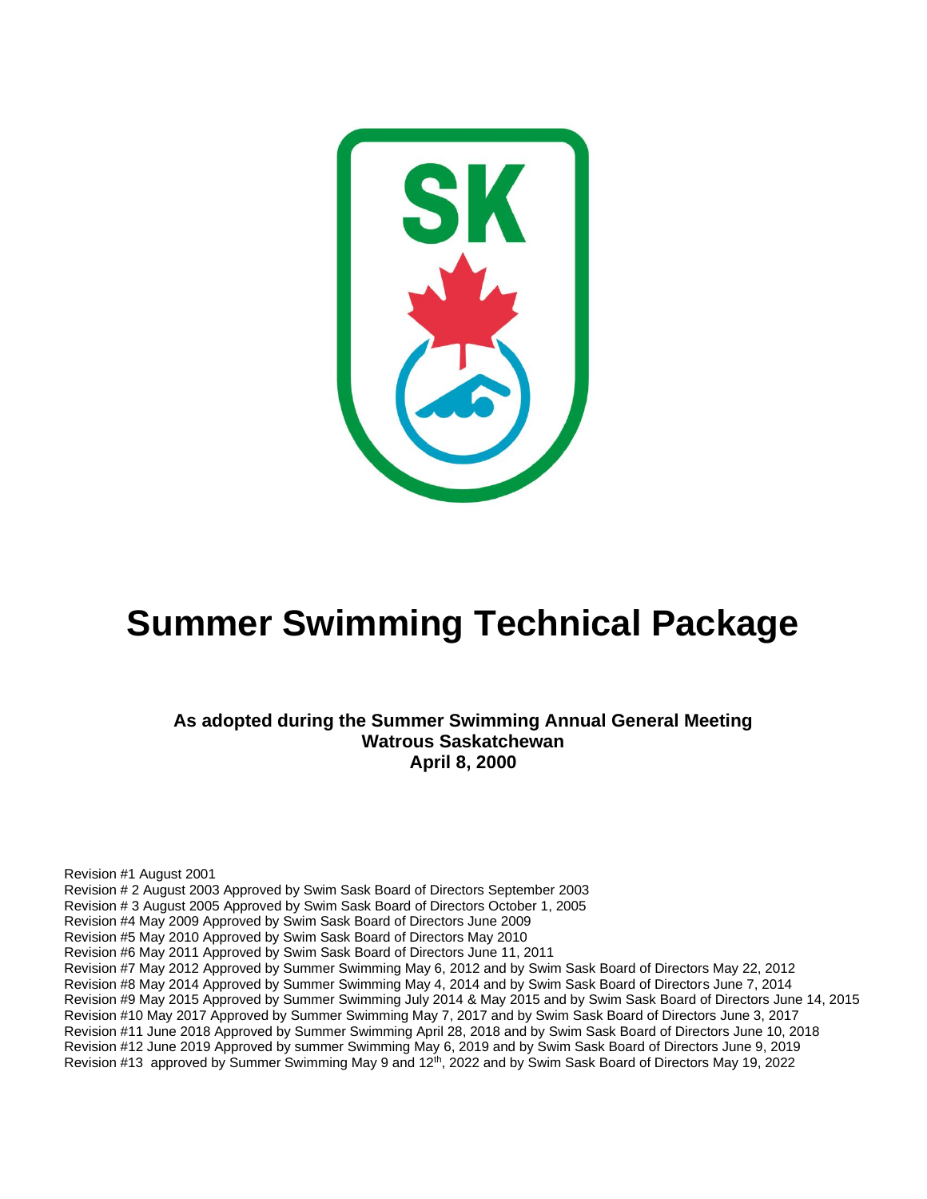# Summer Swimming Technical Package

**As adopted during the Summer Swimming Annual General Meeting**
**Watrous Saskatchewan**
**April 8, 2000**

Revision #1 August 2001
Revision # 2 August 2003 Approved by Swim Sask Board of Directors September 2003
Revision # 3 August 2005 Approved by Swim Sask Board of Directors October 1, 2005
Revision #4 May 2009 Approved by Swim Sask Board of Directors June 2009
Revision #5 May 2010 Approved by Swim Sask Board of Directors May 2010
Revision #6 May 2011 Approved by Swim Sask Board of Directors June 11, 2011
Revision #7 May 2012 Approved by Summer Swimming May 6, 2012 and by Swim Sask Board of Directors May 22, 2012
Revision #8 May 2014 Approved by Summer Swimming May 4, 2014 and by Swim Sask Board of Directors June 7, 2014
Revision #9 May 2015 Approved by Summer Swimming July 2014 & May 2015 and by Swim Sask Board of Directors June 14, 2015
Revision #10 May 2017 Approved by Summer Swimming May 7, 2017 and by Swim Sask Board of Directors June 3, 2017
Revision #11 June 2018 Approved by Summer Swimming April 28, 2018 and by Swim Sask Board of Directors June 10, 2018
Revision #12 June 2019 Approved by summer Swimming May 6, 2019 and by Swim Sask Board of Directors June 9, 2019
Revision #13 approved by Summer Swimming May 9 and 12th, 2022 and by Swim Sask Board of Directors May 19, 2022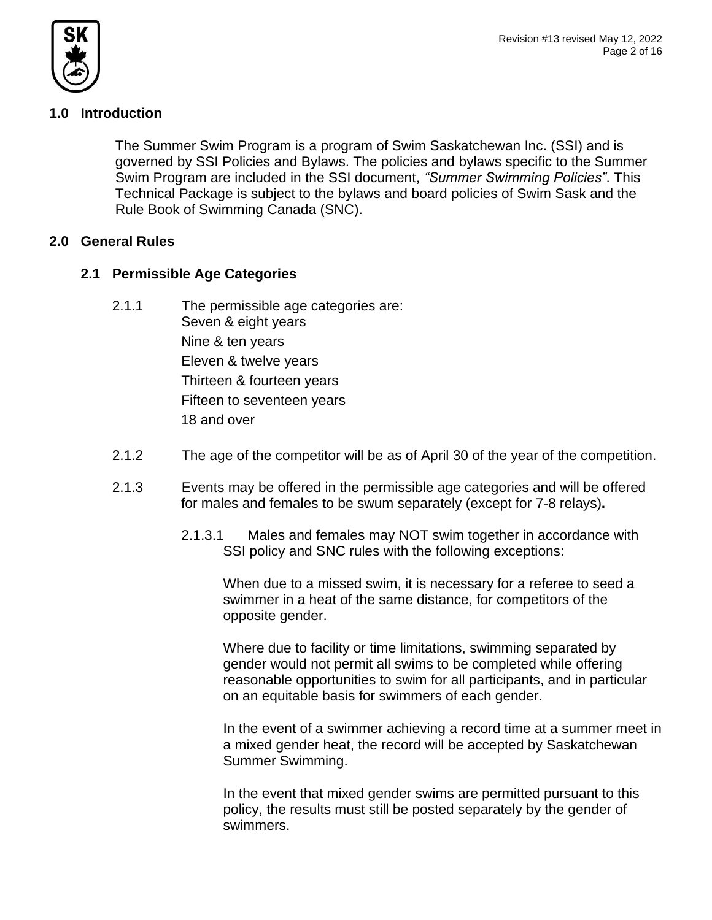## 1.0 Introduction

The Summer Swim Program is a program of Swim Saskatchewan Inc. (SSI) and is governed by SSI Policies and Bylaws. The policies and bylaws specific to the Summer Swim Program are included in the SSI document, *"Summer Swimming Policies"*. This Technical Package is subject to the bylaws and board policies of Swim Sask and the Rule Book of Swimming Canada (SNC).

## 2.0 General Rules

### 2.1 Permissible Age Categories

2.1.1 The permissible age categories are:
Seven & eight years
Nine & ten years
Eleven & twelve years
Thirteen & fourteen years
Fifteen to seventeen years
18 and over

2.1.2 The age of the competitor will be as of April 30 of the year of the competition.

2.1.3 Events may be offered in the permissible age categories and will be offered for males and females to be swum separately (except for 7-8 relays)**.**

2.1.3.1 Males and females may NOT swim together in accordance with SSI policy and SNC rules with the following exceptions:

When due to a missed swim, it is necessary for a referee to seed a swimmer in a heat of the same distance, for competitors of the opposite gender.

Where due to facility or time limitations, swimming separated by gender would not permit all swims to be completed while offering reasonable opportunities to swim for all participants, and in particular on an equitable basis for swimmers of each gender.

In the event of a swimmer achieving a record time at a summer meet in a mixed gender heat, the record will be accepted by Saskatchewan Summer Swimming.

In the event that mixed gender swims are permitted pursuant to this policy, the results must still be posted separately by the gender of swimmers.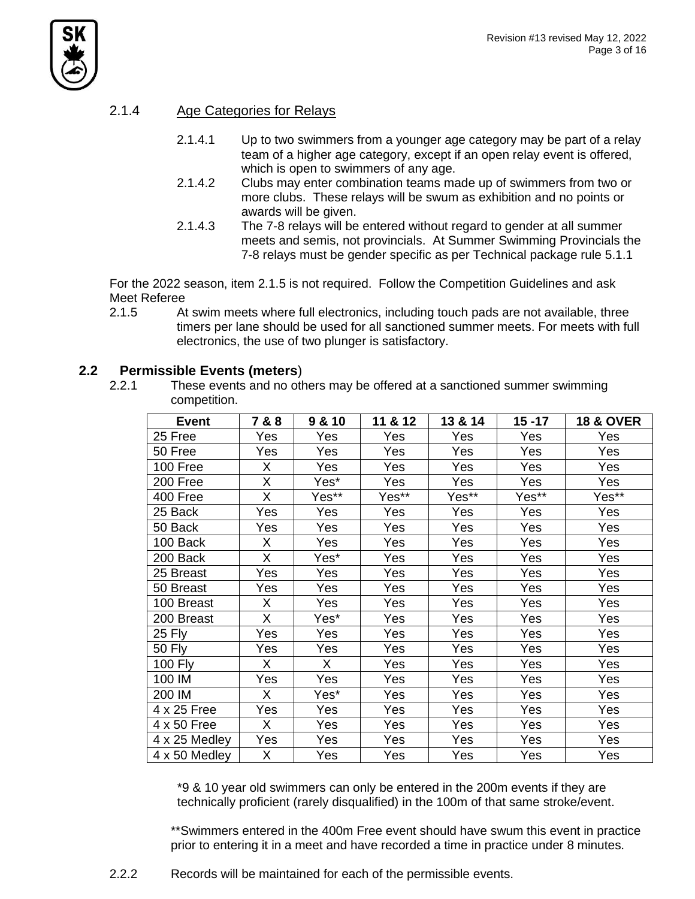### 2.1.4 Age Categories for Relays

2.1.4.1 Up to two swimmers from a younger age category may be part of a relay team of a higher age category, except if an open relay event is offered, which is open to swimmers of any age.

2.1.4.2 Clubs may enter combination teams made up of swimmers from two or more clubs. These relays will be swum as exhibition and no points or awards will be given.

2.1.4.3 The 7-8 relays will be entered without regard to gender at all summer meets and semis, not provincials. At Summer Swimming Provincials the 7-8 relays must be gender specific as per Technical package rule 5.1.1

For the 2022 season, item 2.1.5 is not required. Follow the Competition Guidelines and ask Meet Referee

2.1.5 At swim meets where full electronics, including touch pads are not available, three timers per lane should be used for all sanctioned summer meets. For meets with full electronics, the use of two plunger is satisfactory.

## 2.2 Permissible Events (meters)

2.2.1 These events and no others may be offered at a sanctioned summer swimming competition.

| Event | 7 & 8 | 9 & 10 | 11 & 12 | 13 & 14 | 15 -17 | 18 & OVER |
|---|---|---|---|---|---|---|
| 25 Free | Yes | Yes | Yes | Yes | Yes | Yes |
| 50 Free | Yes | Yes | Yes | Yes | Yes | Yes |
| 100 Free | X | Yes | Yes | Yes | Yes | Yes |
| 200 Free | X | Yes* | Yes | Yes | Yes | Yes |
| 400 Free | X | Yes** | Yes** | Yes** | Yes** | Yes** |
| 25 Back | Yes | Yes | Yes | Yes | Yes | Yes |
| 50 Back | Yes | Yes | Yes | Yes | Yes | Yes |
| 100 Back | X | Yes | Yes | Yes | Yes | Yes |
| 200 Back | X | Yes* | Yes | Yes | Yes | Yes |
| 25 Breast | Yes | Yes | Yes | Yes | Yes | Yes |
| 50 Breast | Yes | Yes | Yes | Yes | Yes | Yes |
| 100 Breast | X | Yes | Yes | Yes | Yes | Yes |
| 200 Breast | X | Yes* | Yes | Yes | Yes | Yes |
| 25 Fly | Yes | Yes | Yes | Yes | Yes | Yes |
| 50 Fly | Yes | Yes | Yes | Yes | Yes | Yes |
| 100 Fly | X | X | Yes | Yes | Yes | Yes |
| 100 IM | Yes | Yes | Yes | Yes | Yes | Yes |
| 200 IM | X | Yes* | Yes | Yes | Yes | Yes |
| 4 x 25 Free | Yes | Yes | Yes | Yes | Yes | Yes |
| 4 x 50 Free | X | Yes | Yes | Yes | Yes | Yes |
| 4 x 25 Medley | Yes | Yes | Yes | Yes | Yes | Yes |
| 4 x 50 Medley | X | Yes | Yes | Yes | Yes | Yes |

*9 & 10 year old swimmers can only be entered in the 200m events if they are technically proficient (rarely disqualified) in the 100m of that same stroke/event.

**Swimmers entered in the 400m Free event should have swum this event in practice prior to entering it in a meet and have recorded a time in practice under 8 minutes.

2.2.2 Records will be maintained for each of the permissible events.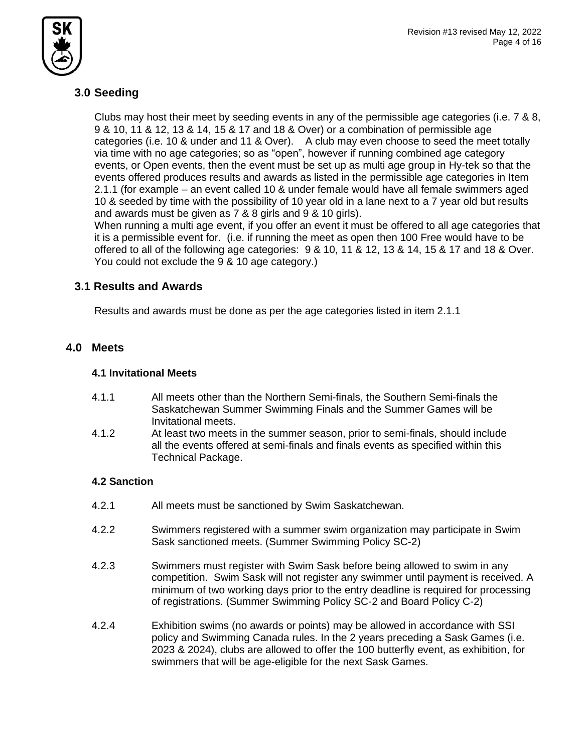## 3.0 Seeding

Clubs may host their meet by seeding events in any of the permissible age categories (i.e. 7 & 8, 9 & 10, 11 & 12, 13 & 14, 15 & 17 and 18 & Over) or a combination of permissible age categories (i.e. 10 & under and 11 & Over). A club may even choose to seed the meet totally via time with no age categories; so as "open", however if running combined age category events, or Open events, then the event must be set up as multi age group in Hy-tek so that the events offered produces results and awards as listed in the permissible age categories in Item 2.1.1 (for example – an event called 10 & under female would have all female swimmers aged 10 & seeded by time with the possibility of 10 year old in a lane next to a 7 year old but results and awards must be given as 7 & 8 girls and 9 & 10 girls).
When running a multi age event, if you offer an event it must be offered to all age categories that it is a permissible event for. (i.e. if running the meet as open then 100 Free would have to be offered to all of the following age categories: 9 & 10, 11 & 12, 13 & 14, 15 & 17 and 18 & Over. You could not exclude the 9 & 10 age category.)

## 3.1 Results and Awards

Results and awards must be done as per the age categories listed in item 2.1.1

## 4.0 Meets

### 4.1 Invitational Meets

4.1.1 All meets other than the Northern Semi-finals, the Southern Semi-finals the Saskatchewan Summer Swimming Finals and the Summer Games will be Invitational meets.

4.1.2 At least two meets in the summer season, prior to semi-finals, should include all the events offered at semi-finals and finals events as specified within this Technical Package.

### 4.2 Sanction

4.2.1 All meets must be sanctioned by Swim Saskatchewan.

4.2.2 Swimmers registered with a summer swim organization may participate in Swim Sask sanctioned meets. (Summer Swimming Policy SC-2)

4.2.3 Swimmers must register with Swim Sask before being allowed to swim in any competition. Swim Sask will not register any swimmer until payment is received. A minimum of two working days prior to the entry deadline is required for processing of registrations. (Summer Swimming Policy SC-2 and Board Policy C-2)

4.2.4 Exhibition swims (no awards or points) may be allowed in accordance with SSI policy and Swimming Canada rules. In the 2 years preceding a Sask Games (i.e. 2023 & 2024), clubs are allowed to offer the 100 butterfly event, as exhibition, for swimmers that will be age-eligible for the next Sask Games.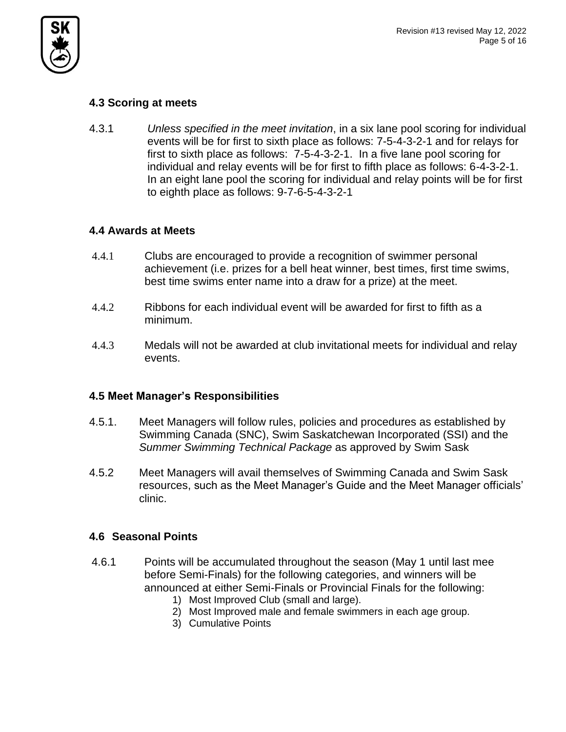## 4.3 Scoring at meets

4.3.1 *Unless specified in the meet invitation*, in a six lane pool scoring for individual events will be for first to sixth place as follows: 7-5-4-3-2-1 and for relays for first to sixth place as follows: 7-5-4-3-2-1. In a five lane pool scoring for individual and relay events will be for first to fifth place as follows: 6-4-3-2-1. In an eight lane pool the scoring for individual and relay points will be for first to eighth place as follows: 9-7-6-5-4-3-2-1

## 4.4 Awards at Meets

4.4.1 Clubs are encouraged to provide a recognition of swimmer personal achievement (i.e. prizes for a bell heat winner, best times, first time swims, best time swims enter name into a draw for a prize) at the meet.

4.4.2 Ribbons for each individual event will be awarded for first to fifth as a minimum.

4.4.3 Medals will not be awarded at club invitational meets for individual and relay events.

## 4.5 Meet Manager's Responsibilities

4.5.1. Meet Managers will follow rules, policies and procedures as established by Swimming Canada (SNC), Swim Saskatchewan Incorporated (SSI) and the *Summer Swimming Technical Package* as approved by Swim Sask

4.5.2 Meet Managers will avail themselves of Swimming Canada and Swim Sask resources, such as the Meet Manager's Guide and the Meet Manager officials' clinic.

## 4.6 Seasonal Points

4.6.1 Points will be accumulated throughout the season (May 1 until last mee before Semi-Finals) for the following categories, and winners will be announced at either Semi-Finals or Provincial Finals for the following:

1) Most Improved Club (small and large).
2) Most Improved male and female swimmers in each age group.
3) Cumulative Points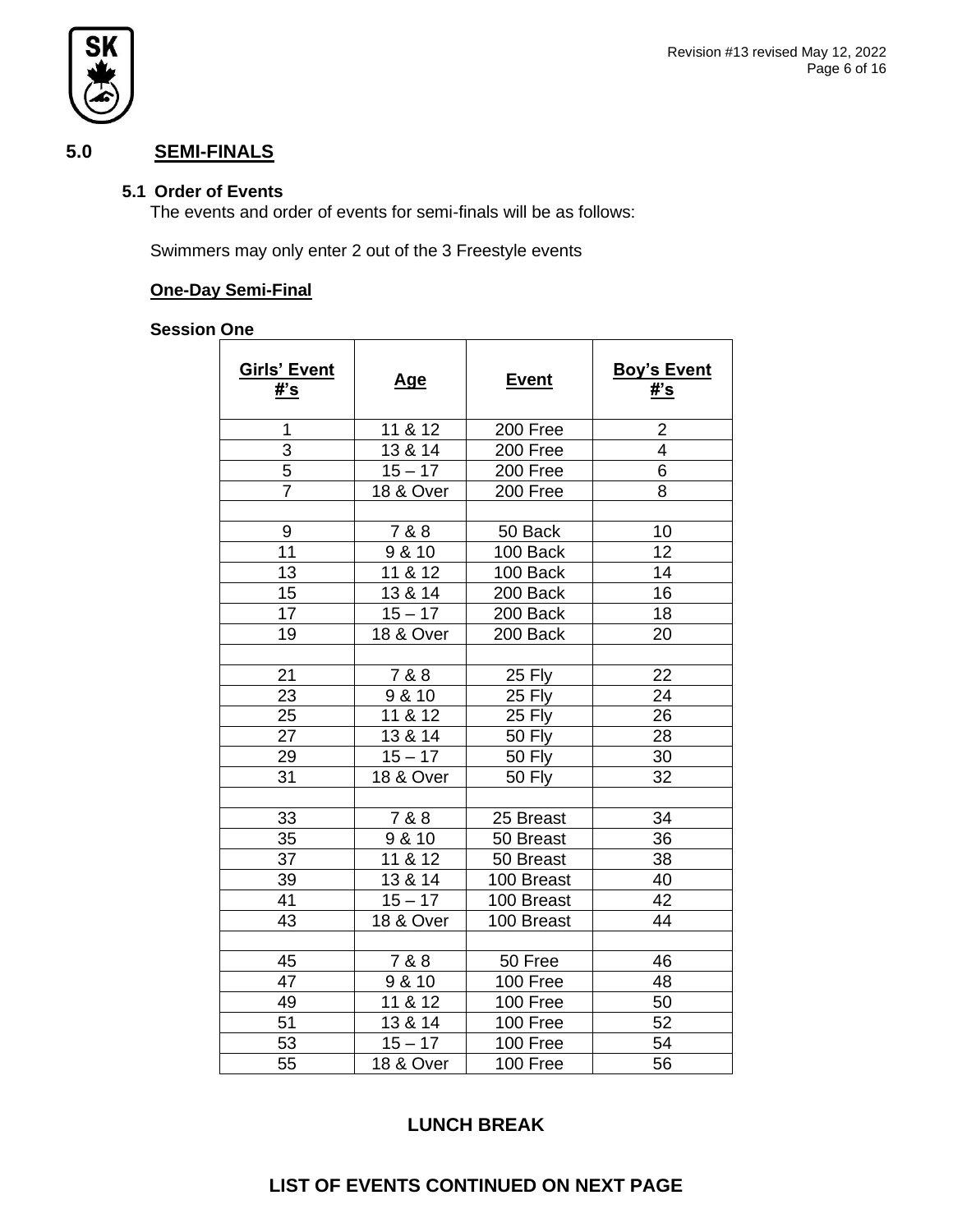## 5.0 SEMI-FINALS

### 5.1 Order of Events

The events and order of events for semi-finals will be as follows:

Swimmers may only enter 2 out of the 3 Freestyle events

**One-Day Semi-Final**

**Session One**

| Girls' Event #'s | Age | Event | Boy's Event #'s |
|---|---|---|---|
| 1 | 11 & 12 | 200 Free | 2 |
| 3 | 13 & 14 | 200 Free | 4 |
| 5 | 15 – 17 | 200 Free | 6 |
| 7 | 18 & Over | 200 Free | 8 |
| | | | |
| 9 | 7 & 8 | 50 Back | 10 |
| 11 | 9 & 10 | 100 Back | 12 |
| 13 | 11 & 12 | 100 Back | 14 |
| 15 | 13 & 14 | 200 Back | 16 |
| 17 | 15 – 17 | 200 Back | 18 |
| 19 | 18 & Over | 200 Back | 20 |
| | | | |
| 21 | 7 & 8 | 25 Fly | 22 |
| 23 | 9 & 10 | 25 Fly | 24 |
| 25 | 11 & 12 | 25 Fly | 26 |
| 27 | 13 & 14 | 50 Fly | 28 |
| 29 | 15 – 17 | 50 Fly | 30 |
| 31 | 18 & Over | 50 Fly | 32 |
| | | | |
| 33 | 7 & 8 | 25 Breast | 34 |
| 35 | 9 & 10 | 50 Breast | 36 |
| 37 | 11 & 12 | 50 Breast | 38 |
| 39 | 13 & 14 | 100 Breast | 40 |
| 41 | 15 – 17 | 100 Breast | 42 |
| 43 | 18 & Over | 100 Breast | 44 |
| | | | |
| 45 | 7 & 8 | 50 Free | 46 |
| 47 | 9 & 10 | 100 Free | 48 |
| 49 | 11 & 12 | 100 Free | 50 |
| 51 | 13 & 14 | 100 Free | 52 |
| 53 | 15 – 17 | 100 Free | 54 |
| 55 | 18 & Over | 100 Free | 56 |

**LUNCH BREAK**

**LIST OF EVENTS CONTINUED ON NEXT PAGE**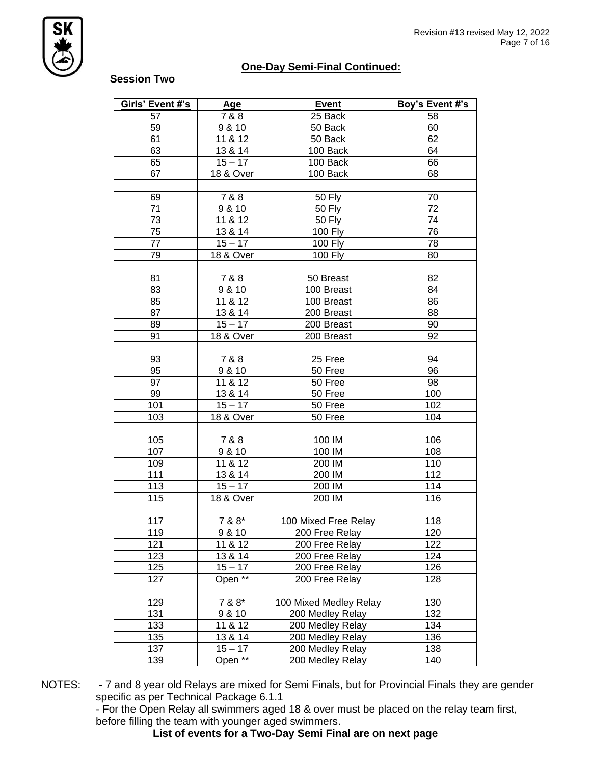## One-Day Semi-Final Continued:

**Session Two**

| Girls' Event #'s | Age | Event | Boy's Event #'s |
|---|---|---|---|
| 57 | 7 & 8 | 25 Back | 58 |
| 59 | 9 & 10 | 50 Back | 60 |
| 61 | 11 & 12 | 50 Back | 62 |
| 63 | 13 & 14 | 100 Back | 64 |
| 65 | 15 – 17 | 100 Back | 66 |
| 67 | 18 & Over | 100 Back | 68 |
| | | | |
| 69 | 7 & 8 | 50 Fly | 70 |
| 71 | 9 & 10 | 50 Fly | 72 |
| 73 | 11 & 12 | 50 Fly | 74 |
| 75 | 13 & 14 | 100 Fly | 76 |
| 77 | 15 – 17 | 100 Fly | 78 |
| 79 | 18 & Over | 100 Fly | 80 |
| | | | |
| 81 | 7 & 8 | 50 Breast | 82 |
| 83 | 9 & 10 | 100 Breast | 84 |
| 85 | 11 & 12 | 100 Breast | 86 |
| 87 | 13 & 14 | 200 Breast | 88 |
| 89 | 15 – 17 | 200 Breast | 90 |
| 91 | 18 & Over | 200 Breast | 92 |
| | | | |
| 93 | 7 & 8 | 25 Free | 94 |
| 95 | 9 & 10 | 50 Free | 96 |
| 97 | 11 & 12 | 50 Free | 98 |
| 99 | 13 & 14 | 50 Free | 100 |
| 101 | 15 – 17 | 50 Free | 102 |
| 103 | 18 & Over | 50 Free | 104 |
| | | | |
| 105 | 7 & 8 | 100 IM | 106 |
| 107 | 9 & 10 | 100 IM | 108 |
| 109 | 11 & 12 | 200 IM | 110 |
| 111 | 13 & 14 | 200 IM | 112 |
| 113 | 15 – 17 | 200 IM | 114 |
| 115 | 18 & Over | 200 IM | 116 |
| | | | |
| 117 | 7 & 8* | 100 Mixed Free Relay | 118 |
| 119 | 9 & 10 | 200 Free Relay | 120 |
| 121 | 11 & 12 | 200 Free Relay | 122 |
| 123 | 13 & 14 | 200 Free Relay | 124 |
| 125 | 15 – 17 | 200 Free Relay | 126 |
| 127 | Open ** | 200 Free Relay | 128 |
| | | | |
| 129 | 7 & 8* | 100 Mixed Medley Relay | 130 |
| 131 | 9 & 10 | 200 Medley Relay | 132 |
| 133 | 11 & 12 | 200 Medley Relay | 134 |
| 135 | 13 & 14 | 200 Medley Relay | 136 |
| 137 | 15 – 17 | 200 Medley Relay | 138 |
| 139 | Open ** | 200 Medley Relay | 140 |

NOTES:
- 7 and 8 year old Relays are mixed for Semi Finals, but for Provincial Finals they are gender specific as per Technical Package 6.1.1
- For the Open Relay all swimmers aged 18 & over must be placed on the relay team first, before filling the team with younger aged swimmers.

**List of events for a Two-Day Semi Final are on next page**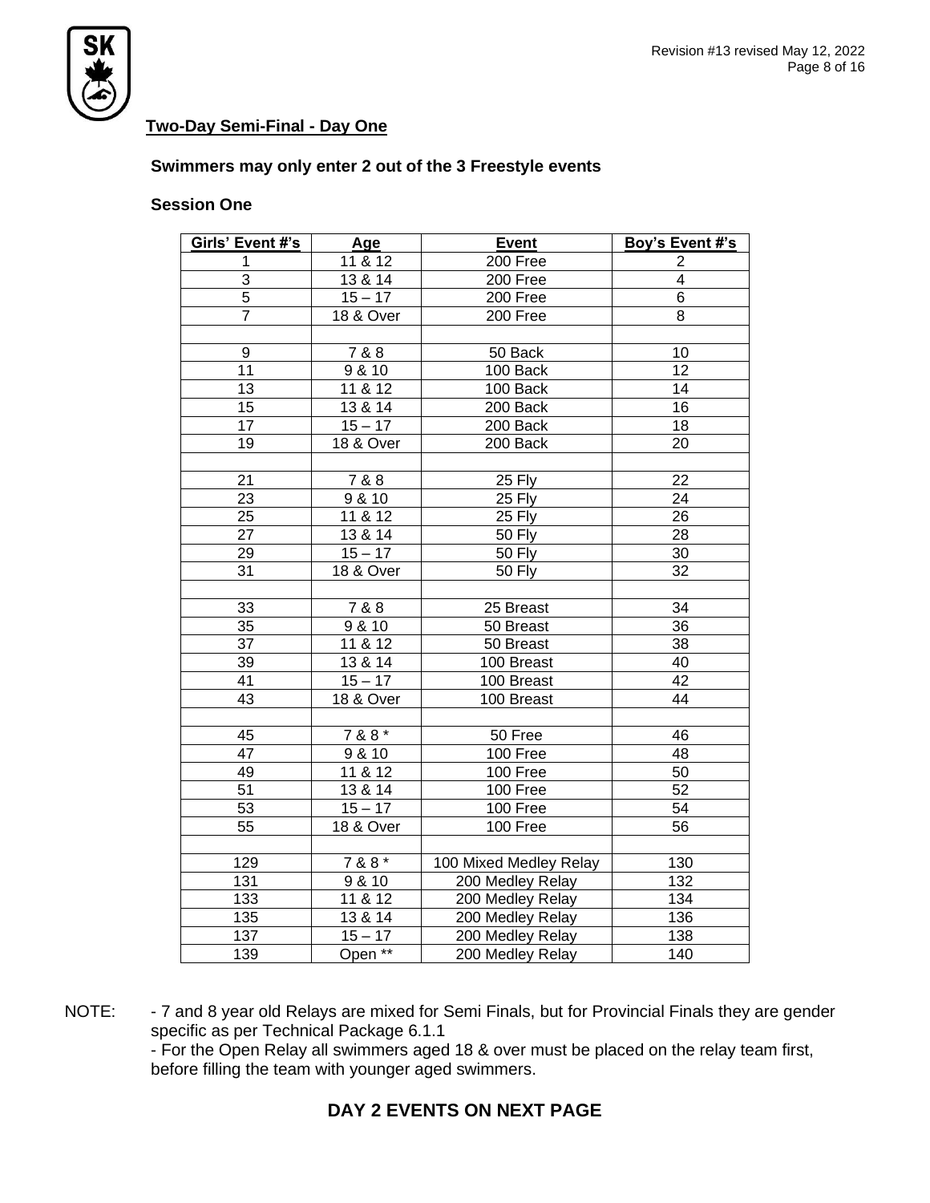## Two-Day Semi-Final - Day One

**Swimmers may only enter 2 out of the 3 Freestyle events**

**Session One**

| Girls' Event #'s | Age | Event | Boy's Event #'s |
|---|---|---|---|
| 1 | 11 & 12 | 200 Free | 2 |
| 3 | 13 & 14 | 200 Free | 4 |
| 5 | 15 – 17 | 200 Free | 6 |
| 7 | 18 & Over | 200 Free | 8 |
| | | | |
| 9 | 7 & 8 | 50 Back | 10 |
| 11 | 9 & 10 | 100 Back | 12 |
| 13 | 11 & 12 | 100 Back | 14 |
| 15 | 13 & 14 | 200 Back | 16 |
| 17 | 15 – 17 | 200 Back | 18 |
| 19 | 18 & Over | 200 Back | 20 |
| | | | |
| 21 | 7 & 8 | 25 Fly | 22 |
| 23 | 9 & 10 | 25 Fly | 24 |
| 25 | 11 & 12 | 25 Fly | 26 |
| 27 | 13 & 14 | 50 Fly | 28 |
| 29 | 15 – 17 | 50 Fly | 30 |
| 31 | 18 & Over | 50 Fly | 32 |
| | | | |
| 33 | 7 & 8 | 25 Breast | 34 |
| 35 | 9 & 10 | 50 Breast | 36 |
| 37 | 11 & 12 | 50 Breast | 38 |
| 39 | 13 & 14 | 100 Breast | 40 |
| 41 | 15 – 17 | 100 Breast | 42 |
| 43 | 18 & Over | 100 Breast | 44 |
| | | | |
| 45 | 7 & 8 * | 50 Free | 46 |
| 47 | 9 & 10 | 100 Free | 48 |
| 49 | 11 & 12 | 100 Free | 50 |
| 51 | 13 & 14 | 100 Free | 52 |
| 53 | 15 – 17 | 100 Free | 54 |
| 55 | 18 & Over | 100 Free | 56 |
| | | | |
| 129 | 7 & 8 * | 100 Mixed Medley Relay | 130 |
| 131 | 9 & 10 | 200 Medley Relay | 132 |
| 133 | 11 & 12 | 200 Medley Relay | 134 |
| 135 | 13 & 14 | 200 Medley Relay | 136 |
| 137 | 15 – 17 | 200 Medley Relay | 138 |
| 139 | Open ** | 200 Medley Relay | 140 |

NOTE:
- 7 and 8 year old Relays are mixed for Semi Finals, but for Provincial Finals they are gender specific as per Technical Package 6.1.1
- For the Open Relay all swimmers aged 18 & over must be placed on the relay team first, before filling the team with younger aged swimmers.

**DAY 2 EVENTS ON NEXT PAGE**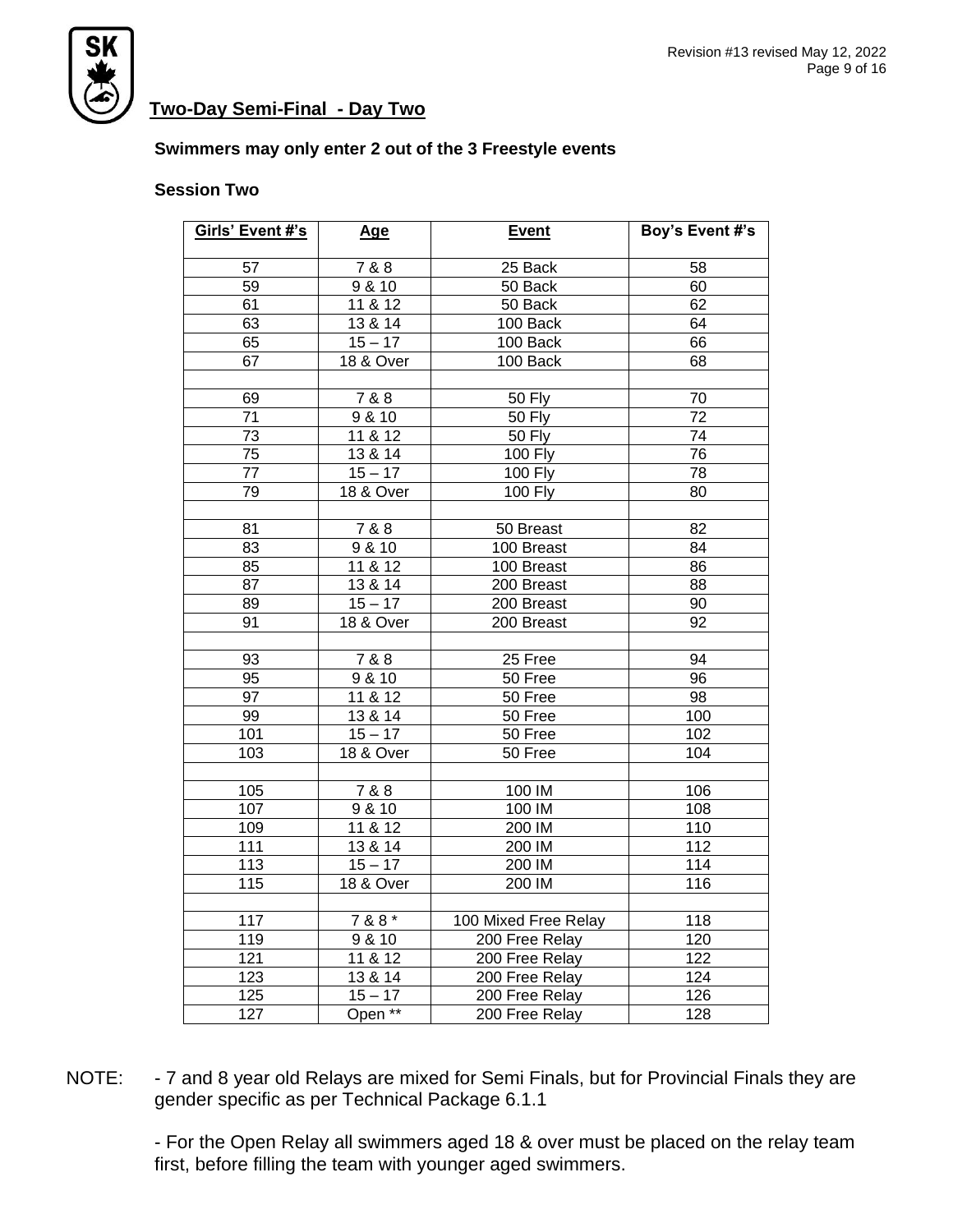## Two-Day Semi-Final - Day Two

**Swimmers may only enter 2 out of the 3 Freestyle events**

**Session Two**

| Girls' Event #'s | Age | Event | Boy's Event #'s |
|---|---|---|---|
| 57 | 7 & 8 | 25 Back | 58 |
| 59 | 9 & 10 | 50 Back | 60 |
| 61 | 11 & 12 | 50 Back | 62 |
| 63 | 13 & 14 | 100 Back | 64 |
| 65 | 15 – 17 | 100 Back | 66 |
| 67 | 18 & Over | 100 Back | 68 |
| | | | |
| 69 | 7 & 8 | 50 Fly | 70 |
| 71 | 9 & 10 | 50 Fly | 72 |
| 73 | 11 & 12 | 50 Fly | 74 |
| 75 | 13 & 14 | 100 Fly | 76 |
| 77 | 15 – 17 | 100 Fly | 78 |
| 79 | 18 & Over | 100 Fly | 80 |
| | | | |
| 81 | 7 & 8 | 50 Breast | 82 |
| 83 | 9 & 10 | 100 Breast | 84 |
| 85 | 11 & 12 | 100 Breast | 86 |
| 87 | 13 & 14 | 200 Breast | 88 |
| 89 | 15 – 17 | 200 Breast | 90 |
| 91 | 18 & Over | 200 Breast | 92 |
| | | | |
| 93 | 7 & 8 | 25 Free | 94 |
| 95 | 9 & 10 | 50 Free | 96 |
| 97 | 11 & 12 | 50 Free | 98 |
| 99 | 13 & 14 | 50 Free | 100 |
| 101 | 15 – 17 | 50 Free | 102 |
| 103 | 18 & Over | 50 Free | 104 |
| | | | |
| 105 | 7 & 8 | 100 IM | 106 |
| 107 | 9 & 10 | 100 IM | 108 |
| 109 | 11 & 12 | 200 IM | 110 |
| 111 | 13 & 14 | 200 IM | 112 |
| 113 | 15 – 17 | 200 IM | 114 |
| 115 | 18 & Over | 200 IM | 116 |
| | | | |
| 117 | 7 & 8 * | 100 Mixed Free Relay | 118 |
| 119 | 9 & 10 | 200 Free Relay | 120 |
| 121 | 11 & 12 | 200 Free Relay | 122 |
| 123 | 13 & 14 | 200 Free Relay | 124 |
| 125 | 15 – 17 | 200 Free Relay | 126 |
| 127 | Open ** | 200 Free Relay | 128 |

NOTE:

- 7 and 8 year old Relays are mixed for Semi Finals, but for Provincial Finals they are gender specific as per Technical Package 6.1.1

- For the Open Relay all swimmers aged 18 & over must be placed on the relay team first, before filling the team with younger aged swimmers.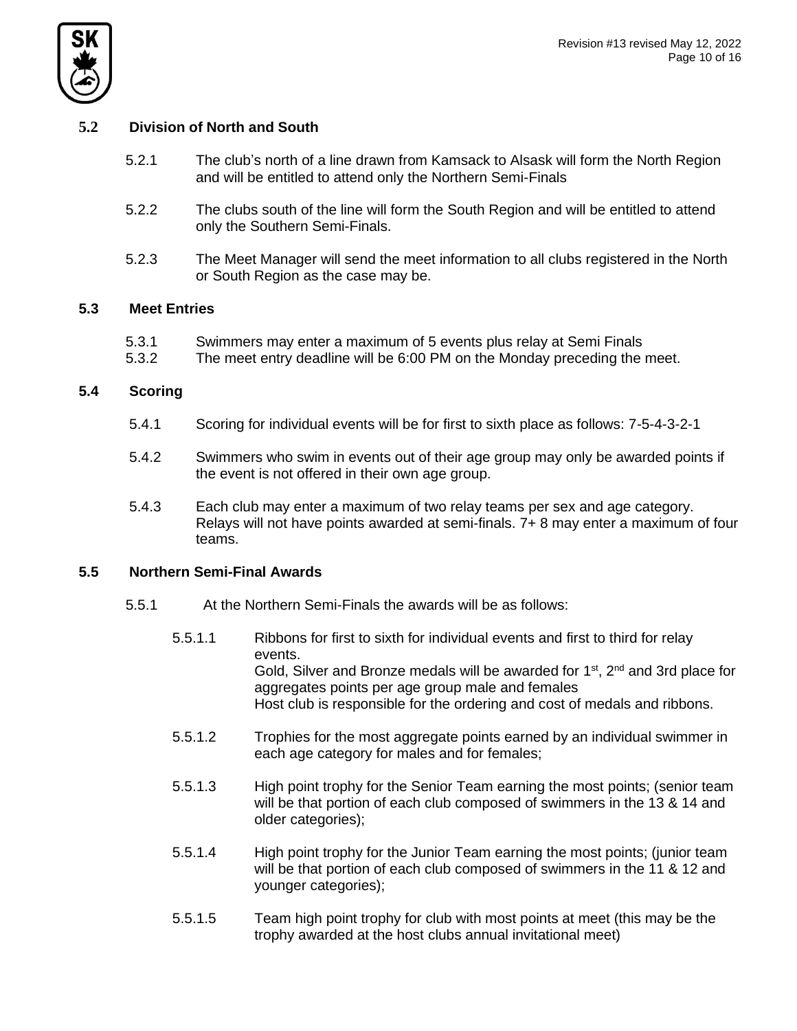### 5.2 Division of North and South

5.2.1 The club's north of a line drawn from Kamsack to Alsask will form the North Region and will be entitled to attend only the Northern Semi-Finals

5.2.2 The clubs south of the line will form the South Region and will be entitled to attend only the Southern Semi-Finals.

5.2.3 The Meet Manager will send the meet information to all clubs registered in the North or South Region as the case may be.

### 5.3 Meet Entries

5.3.1 Swimmers may enter a maximum of 5 events plus relay at Semi Finals

5.3.2 The meet entry deadline will be 6:00 PM on the Monday preceding the meet.

### 5.4 Scoring

5.4.1 Scoring for individual events will be for first to sixth place as follows: 7-5-4-3-2-1

5.4.2 Swimmers who swim in events out of their age group may only be awarded points if the event is not offered in their own age group.

5.4.3 Each club may enter a maximum of two relay teams per sex and age category. Relays will not have points awarded at semi-finals. 7+ 8 may enter a maximum of four teams.

### 5.5 Northern Semi-Final Awards

5.5.1 At the Northern Semi-Finals the awards will be as follows:

5.5.1.1 Ribbons for first to sixth for individual events and first to third for relay events.
Gold, Silver and Bronze medals will be awarded for 1st, 2nd and 3rd place for aggregates points per age group male and females
Host club is responsible for the ordering and cost of medals and ribbons.

5.5.1.2 Trophies for the most aggregate points earned by an individual swimmer in each age category for males and for females;

5.5.1.3 High point trophy for the Senior Team earning the most points; (senior team will be that portion of each club composed of swimmers in the 13 & 14 and older categories);

5.5.1.4 High point trophy for the Junior Team earning the most points; (junior team will be that portion of each club composed of swimmers in the 11 & 12 and younger categories);

5.5.1.5 Team high point trophy for club with most points at meet (this may be the trophy awarded at the host clubs annual invitational meet)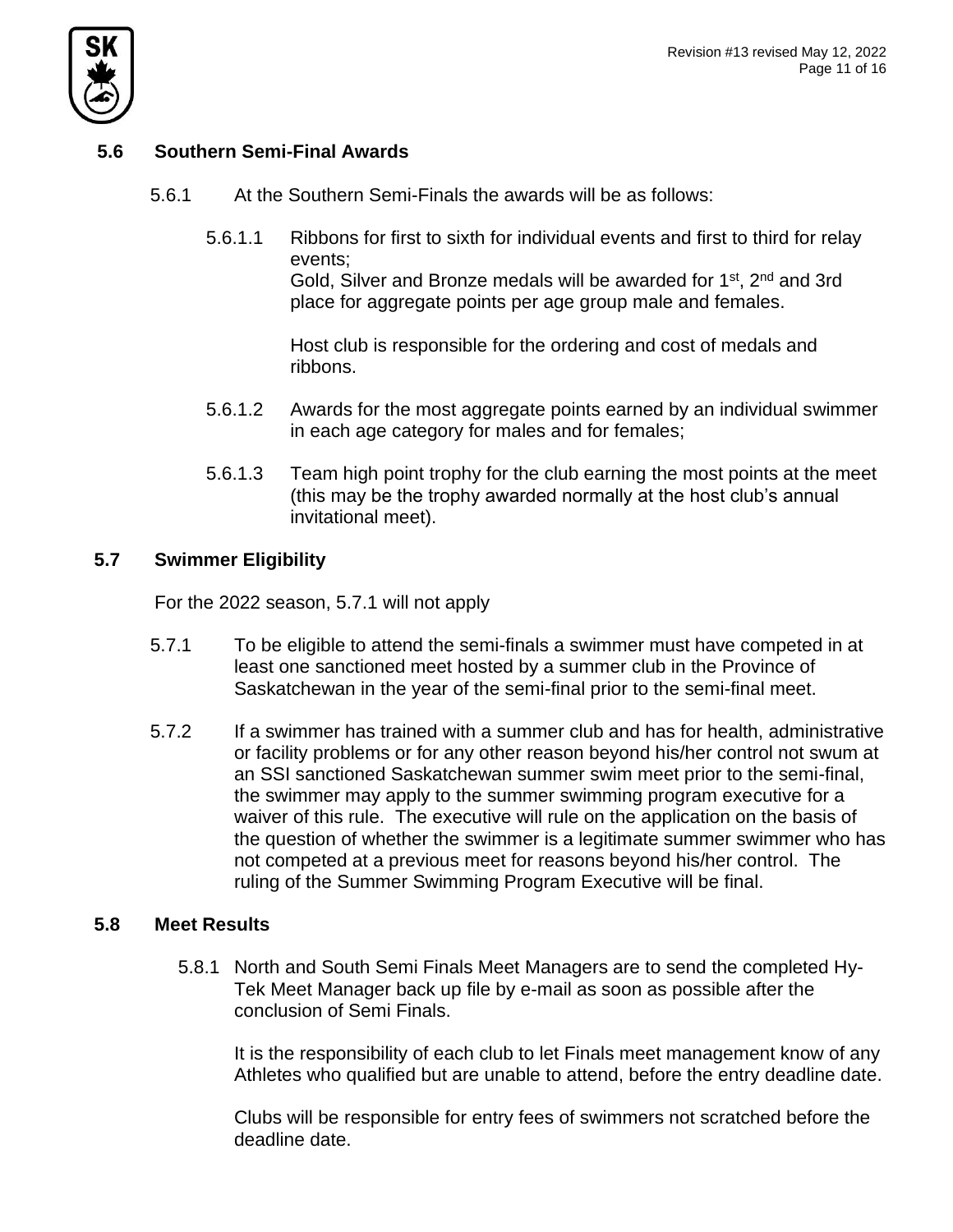## 5.6 Southern Semi-Final Awards

5.6.1 At the Southern Semi-Finals the awards will be as follows:

5.6.1.1 Ribbons for first to sixth for individual events and first to third for relay events;
Gold, Silver and Bronze medals will be awarded for 1st, 2nd and 3rd place for aggregate points per age group male and females.

Host club is responsible for the ordering and cost of medals and ribbons.

5.6.1.2 Awards for the most aggregate points earned by an individual swimmer in each age category for males and for females;

5.6.1.3 Team high point trophy for the club earning the most points at the meet (this may be the trophy awarded normally at the host club's annual invitational meet).

## 5.7 Swimmer Eligibility

For the 2022 season, 5.7.1 will not apply

5.7.1 To be eligible to attend the semi-finals a swimmer must have competed in at least one sanctioned meet hosted by a summer club in the Province of Saskatchewan in the year of the semi-final prior to the semi-final meet.

5.7.2 If a swimmer has trained with a summer club and has for health, administrative or facility problems or for any other reason beyond his/her control not swum at an SSI sanctioned Saskatchewan summer swim meet prior to the semi-final, the swimmer may apply to the summer swimming program executive for a waiver of this rule. The executive will rule on the application on the basis of the question of whether the swimmer is a legitimate summer swimmer who has not competed at a previous meet for reasons beyond his/her control. The ruling of the Summer Swimming Program Executive will be final.

## 5.8 Meet Results

5.8.1 North and South Semi Finals Meet Managers are to send the completed Hy-Tek Meet Manager back up file by e-mail as soon as possible after the conclusion of Semi Finals.

It is the responsibility of each club to let Finals meet management know of any Athletes who qualified but are unable to attend, before the entry deadline date.

Clubs will be responsible for entry fees of swimmers not scratched before the deadline date.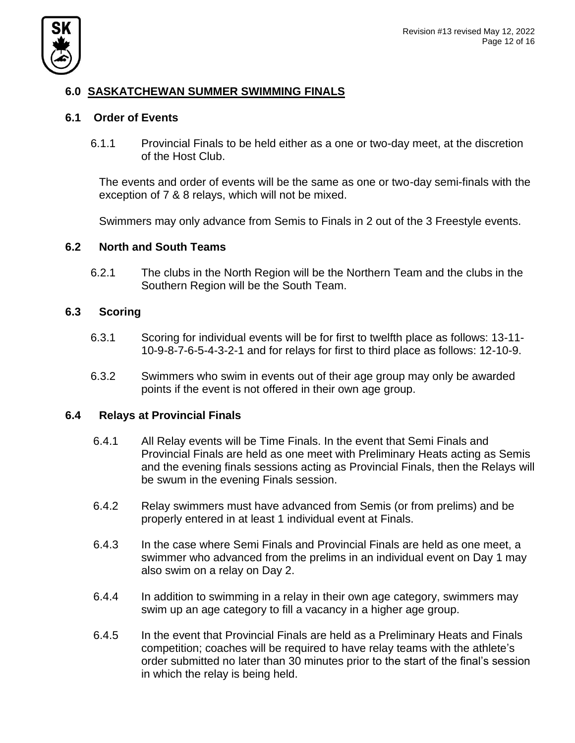## 6.0 SASKATCHEWAN SUMMER SWIMMING FINALS

### 6.1 Order of Events

6.1.1 Provincial Finals to be held either as a one or two-day meet, at the discretion of the Host Club.

The events and order of events will be the same as one or two-day semi-finals with the exception of 7 & 8 relays, which will not be mixed.

Swimmers may only advance from Semis to Finals in 2 out of the 3 Freestyle events.

### 6.2 North and South Teams

6.2.1 The clubs in the North Region will be the Northern Team and the clubs in the Southern Region will be the South Team.

### 6.3 Scoring

6.3.1 Scoring for individual events will be for first to twelfth place as follows: 13-11-10-9-8-7-6-5-4-3-2-1 and for relays for first to third place as follows: 12-10-9.

6.3.2 Swimmers who swim in events out of their age group may only be awarded points if the event is not offered in their own age group.

### 6.4 Relays at Provincial Finals

6.4.1 All Relay events will be Time Finals. In the event that Semi Finals and Provincial Finals are held as one meet with Preliminary Heats acting as Semis and the evening finals sessions acting as Provincial Finals, then the Relays will be swum in the evening Finals session.

6.4.2 Relay swimmers must have advanced from Semis (or from prelims) and be properly entered in at least 1 individual event at Finals.

6.4.3 In the case where Semi Finals and Provincial Finals are held as one meet, a swimmer who advanced from the prelims in an individual event on Day 1 may also swim on a relay on Day 2.

6.4.4 In addition to swimming in a relay in their own age category, swimmers may swim up an age category to fill a vacancy in a higher age group.

6.4.5 In the event that Provincial Finals are held as a Preliminary Heats and Finals competition; coaches will be required to have relay teams with the athlete's order submitted no later than 30 minutes prior to the start of the final's session in which the relay is being held.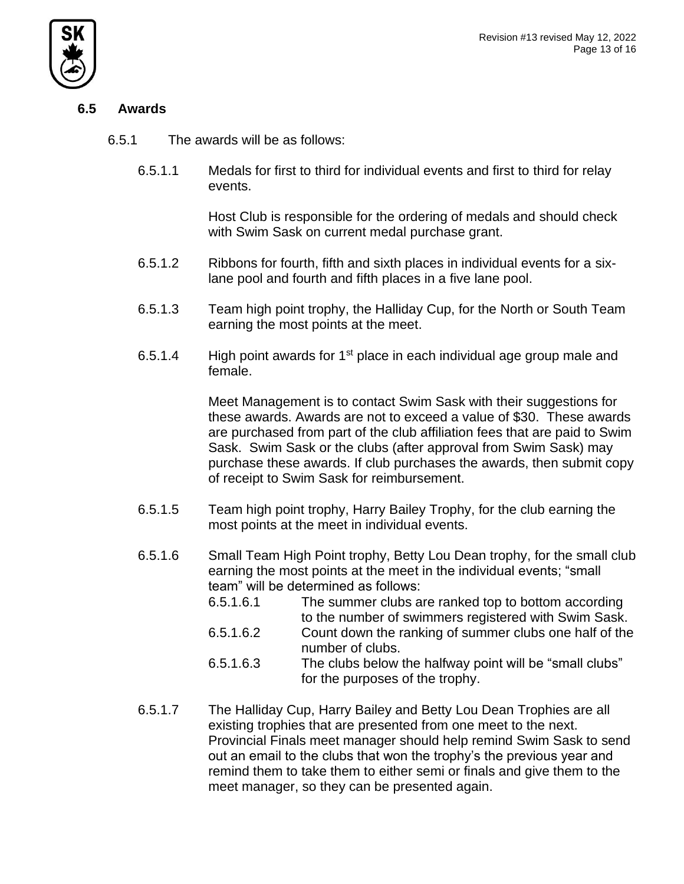### 6.5 Awards

6.5.1 The awards will be as follows:

6.5.1.1 Medals for first to third for individual events and first to third for relay events.

Host Club is responsible for the ordering of medals and should check with Swim Sask on current medal purchase grant.

6.5.1.2 Ribbons for fourth, fifth and sixth places in individual events for a six-lane pool and fourth and fifth places in a five lane pool.

6.5.1.3 Team high point trophy, the Halliday Cup, for the North or South Team earning the most points at the meet.

6.5.1.4 High point awards for 1st place in each individual age group male and female.

Meet Management is to contact Swim Sask with their suggestions for these awards. Awards are not to exceed a value of $30. These awards are purchased from part of the club affiliation fees that are paid to Swim Sask. Swim Sask or the clubs (after approval from Swim Sask) may purchase these awards. If club purchases the awards, then submit copy of receipt to Swim Sask for reimbursement.

6.5.1.5 Team high point trophy, Harry Bailey Trophy, for the club earning the most points at the meet in individual events.

6.5.1.6 Small Team High Point trophy, Betty Lou Dean trophy, for the small club earning the most points at the meet in the individual events; “small team” will be determined as follows:

6.5.1.6.1 The summer clubs are ranked top to bottom according to the number of swimmers registered with Swim Sask.

6.5.1.6.2 Count down the ranking of summer clubs one half of the number of clubs.

6.5.1.6.3 The clubs below the halfway point will be “small clubs” for the purposes of the trophy.

6.5.1.7 The Halliday Cup, Harry Bailey and Betty Lou Dean Trophies are all existing trophies that are presented from one meet to the next. Provincial Finals meet manager should help remind Swim Sask to send out an email to the clubs that won the trophy’s the previous year and remind them to take them to either semi or finals and give them to the meet manager, so they can be presented again.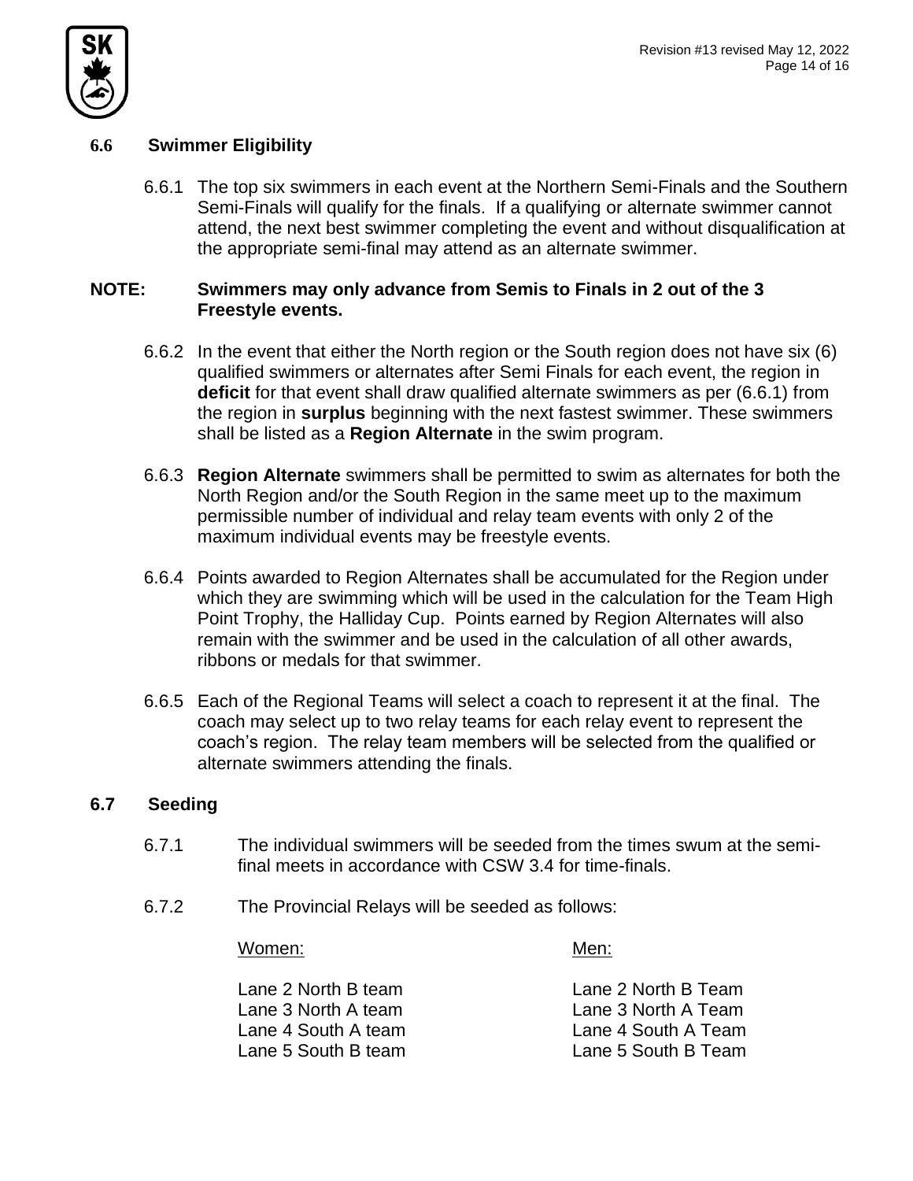## 6.6 Swimmer Eligibility

6.6.1 The top six swimmers in each event at the Northern Semi-Finals and the Southern Semi-Finals will qualify for the finals. If a qualifying or alternate swimmer cannot attend, the next best swimmer completing the event and without disqualification at the appropriate semi-final may attend as an alternate swimmer.

**NOTE: Swimmers may only advance from Semis to Finals in 2 out of the 3 Freestyle events.**

6.6.2 In the event that either the North region or the South region does not have six (6) qualified swimmers or alternates after Semi Finals for each event, the region in **deficit** for that event shall draw qualified alternate swimmers as per (6.6.1) from the region in **surplus** beginning with the next fastest swimmer. These swimmers shall be listed as a **Region Alternate** in the swim program.

6.6.3 **Region Alternate** swimmers shall be permitted to swim as alternates for both the North Region and/or the South Region in the same meet up to the maximum permissible number of individual and relay team events with only 2 of the maximum individual events may be freestyle events.

6.6.4 Points awarded to Region Alternates shall be accumulated for the Region under which they are swimming which will be used in the calculation for the Team High Point Trophy, the Halliday Cup. Points earned by Region Alternates will also remain with the swimmer and be used in the calculation of all other awards, ribbons or medals for that swimmer.

6.6.5 Each of the Regional Teams will select a coach to represent it at the final. The coach may select up to two relay teams for each relay event to represent the coach's region. The relay team members will be selected from the qualified or alternate swimmers attending the finals.

## 6.7 Seeding

6.7.1 The individual swimmers will be seeded from the times swum at the semi-final meets in accordance with CSW 3.4 for time-finals.

6.7.2 The Provincial Relays will be seeded as follows:

| Women: | Men: |
|---|---|
| Lane 2 North B team | Lane 2 North B Team |
| Lane 3 North A team | Lane 3 North A Team |
| Lane 4 South A team | Lane 4 South A Team |
| Lane 5 South B team | Lane 5 South B Team |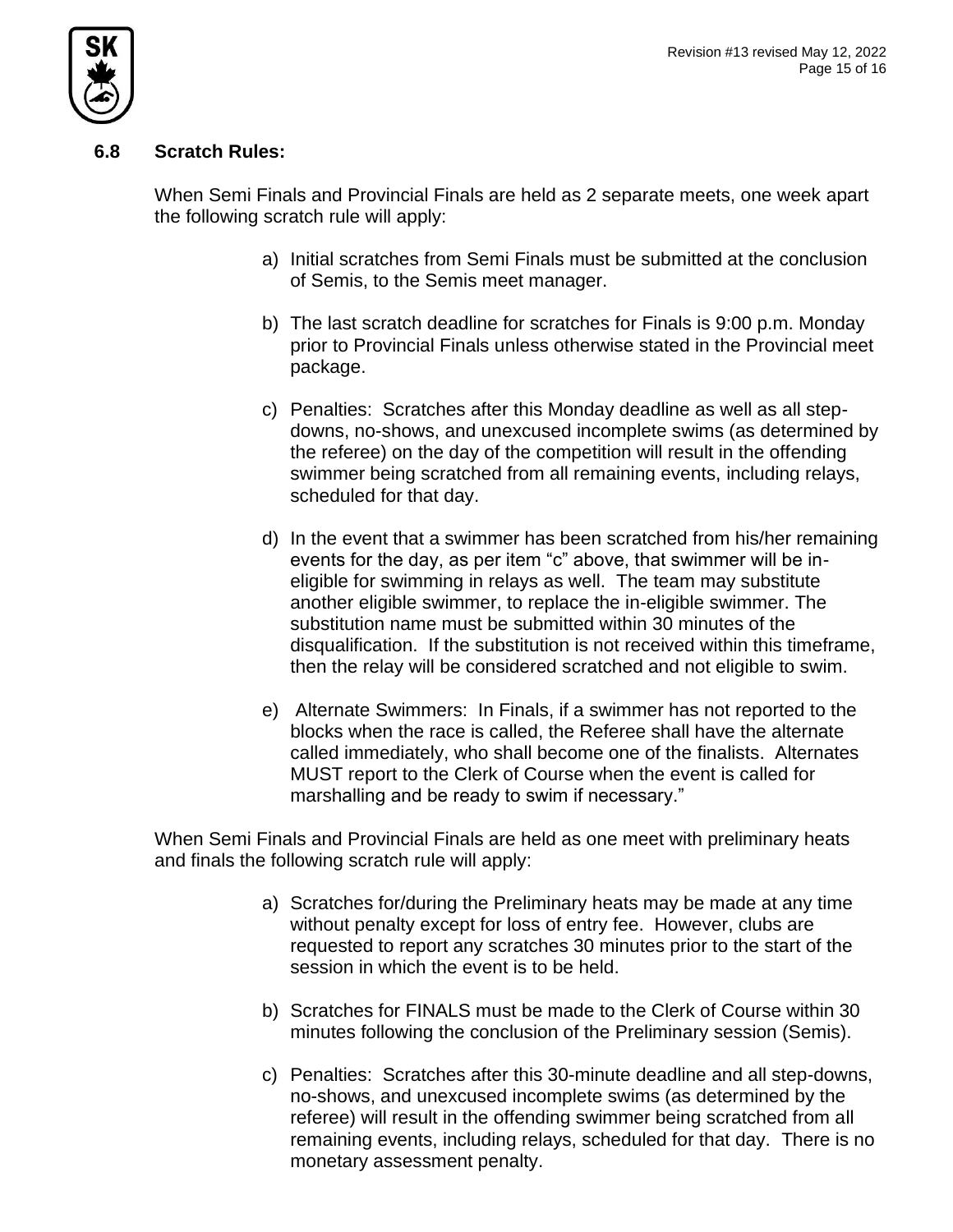### 6.8 Scratch Rules:

When Semi Finals and Provincial Finals are held as 2 separate meets, one week apart the following scratch rule will apply:

a) Initial scratches from Semi Finals must be submitted at the conclusion of Semis, to the Semis meet manager.

b) The last scratch deadline for scratches for Finals is 9:00 p.m. Monday prior to Provincial Finals unless otherwise stated in the Provincial meet package.

c) Penalties: Scratches after this Monday deadline as well as all step-downs, no-shows, and unexcused incomplete swims (as determined by the referee) on the day of the competition will result in the offending swimmer being scratched from all remaining events, including relays, scheduled for that day.

d) In the event that a swimmer has been scratched from his/her remaining events for the day, as per item "c" above, that swimmer will be in-eligible for swimming in relays as well. The team may substitute another eligible swimmer, to replace the in-eligible swimmer. The substitution name must be submitted within 30 minutes of the disqualification. If the substitution is not received within this timeframe, then the relay will be considered scratched and not eligible to swim.

e) Alternate Swimmers: In Finals, if a swimmer has not reported to the blocks when the race is called, the Referee shall have the alternate called immediately, who shall become one of the finalists. Alternates MUST report to the Clerk of Course when the event is called for marshalling and be ready to swim if necessary."

When Semi Finals and Provincial Finals are held as one meet with preliminary heats and finals the following scratch rule will apply:

a) Scratches for/during the Preliminary heats may be made at any time without penalty except for loss of entry fee. However, clubs are requested to report any scratches 30 minutes prior to the start of the session in which the event is to be held.

b) Scratches for FINALS must be made to the Clerk of Course within 30 minutes following the conclusion of the Preliminary session (Semis).

c) Penalties: Scratches after this 30-minute deadline and all step-downs, no-shows, and unexcused incomplete swims (as determined by the referee) will result in the offending swimmer being scratched from all remaining events, including relays, scheduled for that day. There is no monetary assessment penalty.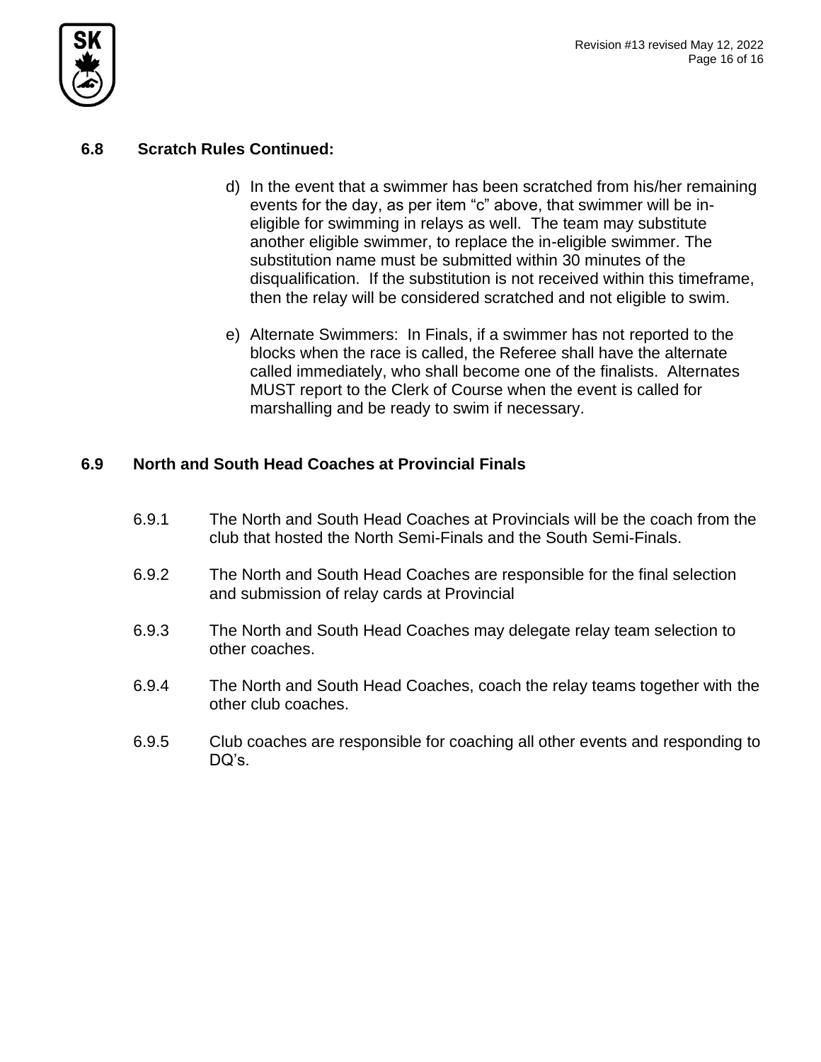## 6.8 Scratch Rules Continued:

d) In the event that a swimmer has been scratched from his/her remaining events for the day, as per item “c” above, that swimmer will be in-eligible for swimming in relays as well. The team may substitute another eligible swimmer, to replace the in-eligible swimmer. The substitution name must be submitted within 30 minutes of the disqualification. If the substitution is not received within this timeframe, then the relay will be considered scratched and not eligible to swim.

e) Alternate Swimmers: In Finals, if a swimmer has not reported to the blocks when the race is called, the Referee shall have the alternate called immediately, who shall become one of the finalists. Alternates MUST report to the Clerk of Course when the event is called for marshalling and be ready to swim if necessary.

## 6.9 North and South Head Coaches at Provincial Finals

6.9.1 The North and South Head Coaches at Provincials will be the coach from the club that hosted the North Semi-Finals and the South Semi-Finals.

6.9.2 The North and South Head Coaches are responsible for the final selection and submission of relay cards at Provincial

6.9.3 The North and South Head Coaches may delegate relay team selection to other coaches.

6.9.4 The North and South Head Coaches, coach the relay teams together with the other club coaches.

6.9.5 Club coaches are responsible for coaching all other events and responding to DQ’s.